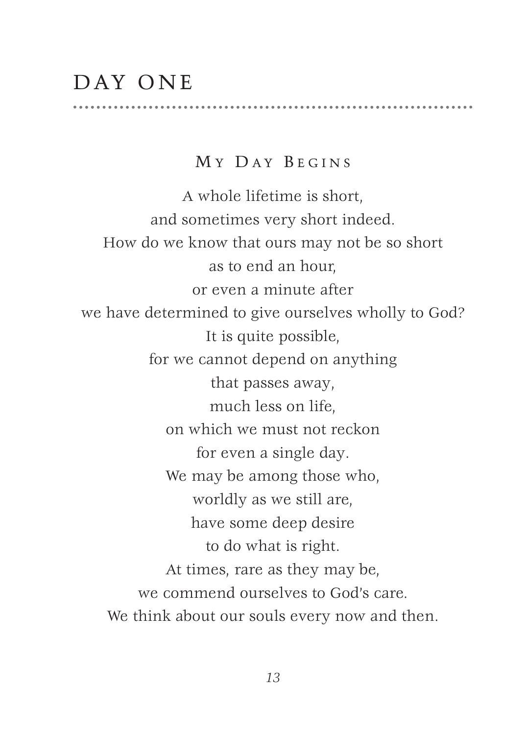# DAY ONE

## My Day Begins

A whole lifetime is short,
and sometimes very short indeed.
How do we know that ours may not be so short
as to end an hour,
or even a minute after
we have determined to give ourselves wholly to God?
It is quite possible,
for we cannot depend on anything
that passes away,
much less on life,
on which we must not reckon
for even a single day.
We may be among those who,
worldly as we still are,
have some deep desire
to do what is right.
At times, rare as they may be,
we commend ourselves to God's care.
We think about our souls every now and then.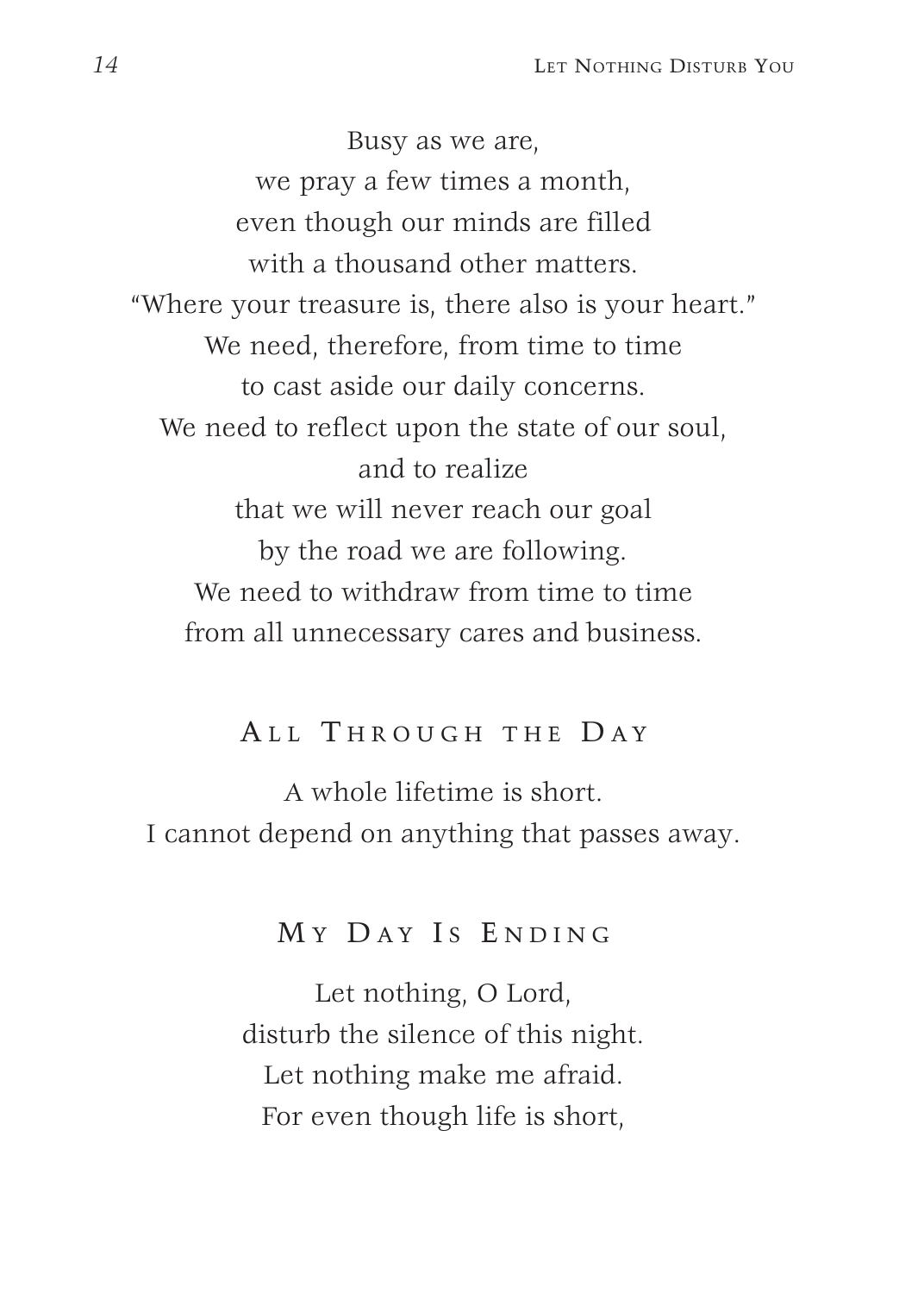Busy as we are,  
we pray a few times a month,  
even though our minds are filled  
with a thousand other matters.  
"Where your treasure is, there also is your heart."  
We need, therefore, from time to time  
to cast aside our daily concerns.  
We need to reflect upon the state of our soul,  
and to realize  
that we will never reach our goal  
by the road we are following.  
We need to withdraw from time to time  
from all unnecessary cares and business.

## All Through the Day

A whole lifetime is short.  
I cannot depend on anything that passes away.

## My Day Is Ending

Let nothing, O Lord,  
disturb the silence of this night.  
Let nothing make me afraid.  
For even though life is short,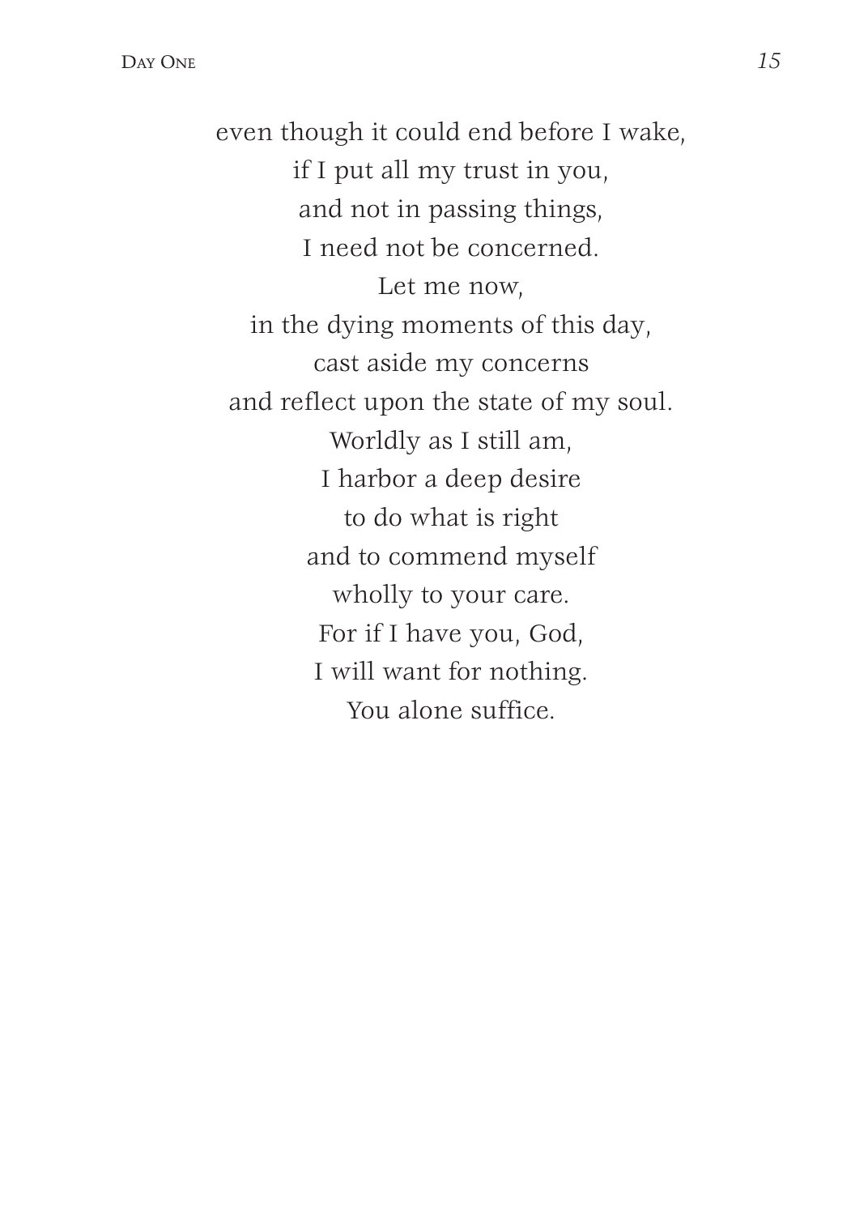even though it could end before I wake,
if I put all my trust in you,
and not in passing things,
I need not be concerned.
Let me now,
in the dying moments of this day,
cast aside my concerns
and reflect upon the state of my soul.
Worldly as I still am,
I harbor a deep desire
to do what is right
and to commend myself
wholly to your care.
For if I have you, God,
I will want for nothing.
You alone suffice.